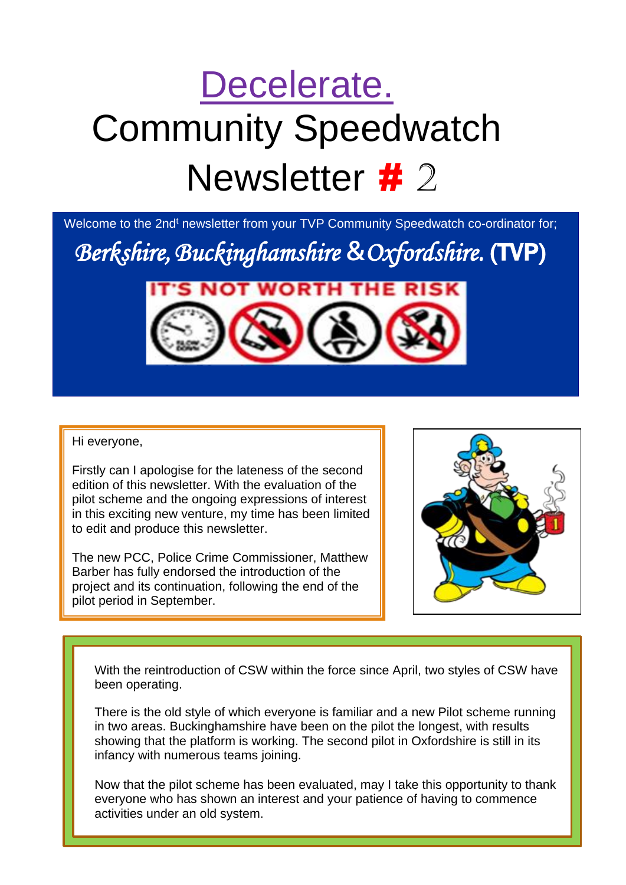# Decelerate.

# Community Speedwatch Newsletter # 2

Welcome to the 2nd newsletter from your TVP Community Speedwatch co-ordinator for;

***Berkshire, Buckinghamshire & Oxfordshire.* (TVP)**

IT'S NOT WORTH THE RISK

Hi everyone,

Firstly can I apologise for the lateness of the second edition of this newsletter. With the evaluation of the pilot scheme and the ongoing expressions of interest in this exciting new venture, my time has been limited to edit and produce this newsletter.

The new PCC, Police Crime Commissioner, Matthew Barber has fully endorsed the introduction of the project and its continuation, following the end of the pilot period in September.

With the reintroduction of CSW within the force since April, two styles of CSW have been operating.

There is the old style of which everyone is familiar and a new Pilot scheme running in two areas. Buckinghamshire have been on the pilot the longest, with results showing that the platform is working. The second pilot in Oxfordshire is still in its infancy with numerous teams joining.

Now that the pilot scheme has been evaluated, may I take this opportunity to thank everyone who has shown an interest and your patience of having to commence activities under an old system.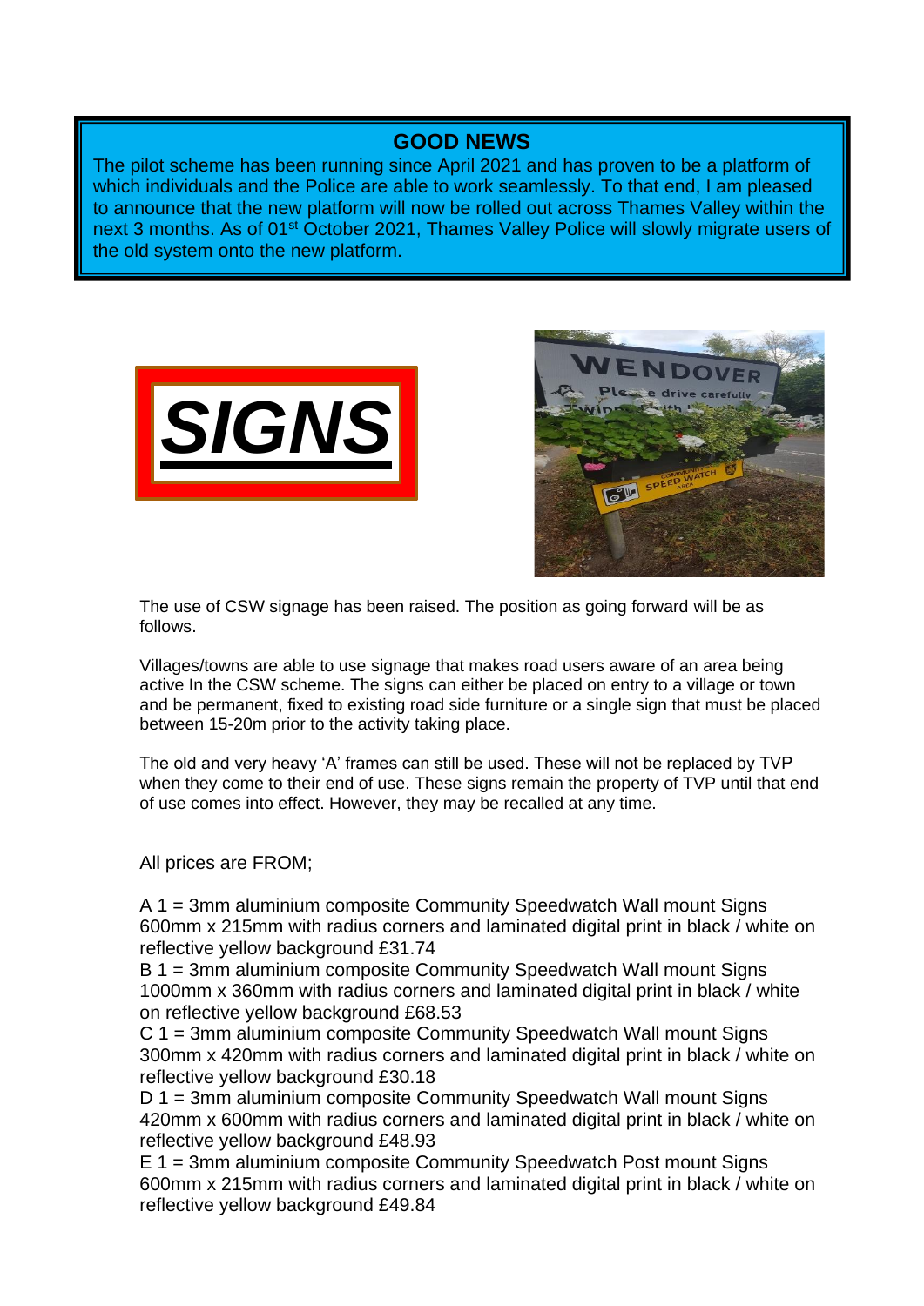## GOOD NEWS

The pilot scheme has been running since April 2021 and has proven to be a platform of which individuals and the Police are able to work seamlessly. To that end, I am pleased to announce that the new platform will now be rolled out across Thames Valley within the next 3 months. As of 01st October 2021, Thames Valley Police will slowly migrate users of the old system onto the new platform.

## SIGNS

The use of CSW signage has been raised. The position as going forward will be as follows.

Villages/towns are able to use signage that makes road users aware of an area being active In the CSW scheme. The signs can either be placed on entry to a village or town and be permanent, fixed to existing road side furniture or a single sign that must be placed between 15-20m prior to the activity taking place.

The old and very heavy 'A' frames can still be used. These will not be replaced by TVP when they come to their end of use. These signs remain the property of TVP until that end of use comes into effect. However, they may be recalled at any time.

All prices are FROM;

A 1 = 3mm aluminium composite Community Speedwatch Wall mount Signs 600mm x 215mm with radius corners and laminated digital print in black / white on reflective yellow background £31.74

B 1 = 3mm aluminium composite Community Speedwatch Wall mount Signs 1000mm x 360mm with radius corners and laminated digital print in black / white on reflective yellow background £68.53

C 1 = 3mm aluminium composite Community Speedwatch Wall mount Signs 300mm x 420mm with radius corners and laminated digital print in black / white on reflective yellow background £30.18

D 1 = 3mm aluminium composite Community Speedwatch Wall mount Signs 420mm x 600mm with radius corners and laminated digital print in black / white on reflective yellow background £48.93

E 1 = 3mm aluminium composite Community Speedwatch Post mount Signs 600mm x 215mm with radius corners and laminated digital print in black / white on reflective yellow background £49.84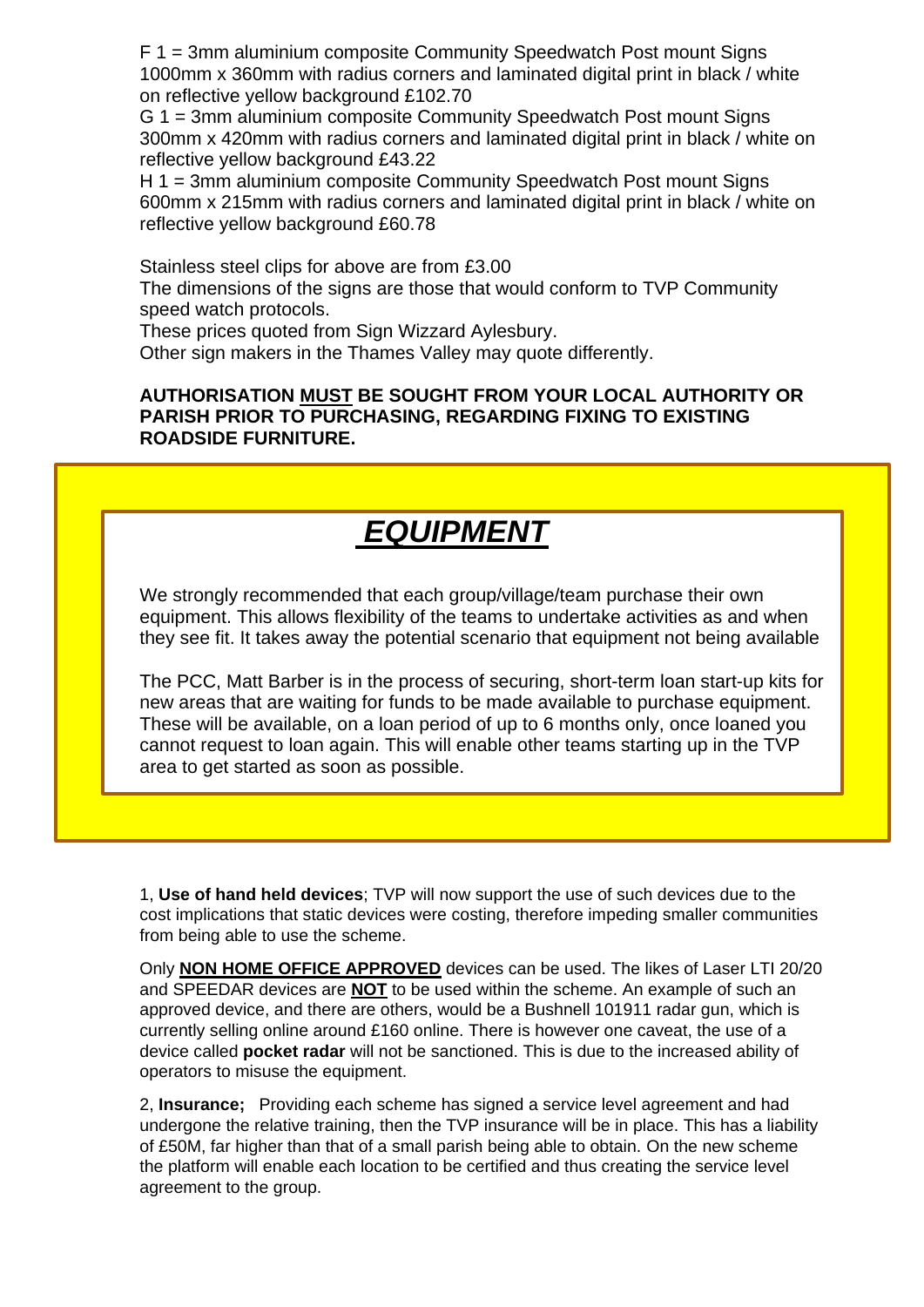F 1 = 3mm aluminium composite Community Speedwatch Post mount Signs 1000mm x 360mm with radius corners and laminated digital print in black / white on reflective yellow background £102.70

G 1 = 3mm aluminium composite Community Speedwatch Post mount Signs 300mm x 420mm with radius corners and laminated digital print in black / white on reflective yellow background £43.22

H 1 = 3mm aluminium composite Community Speedwatch Post mount Signs 600mm x 215mm with radius corners and laminated digital print in black / white on reflective yellow background £60.78

Stainless steel clips for above are from £3.00

The dimensions of the signs are those that would conform to TVP Community speed watch protocols.

These prices quoted from Sign Wizzard Aylesbury.

Other sign makers in the Thames Valley may quote differently.

**AUTHORISATION MUST BE SOUGHT FROM YOUR LOCAL AUTHORITY OR PARISH PRIOR TO PURCHASING, REGARDING FIXING TO EXISTING ROADSIDE FURNITURE.**

## *EQUIPMENT*

We strongly recommended that each group/village/team purchase their own equipment. This allows flexibility of the teams to undertake activities as and when they see fit. It takes away the potential scenario that equipment not being available

The PCC, Matt Barber is in the process of securing, short-term loan start-up kits for new areas that are waiting for funds to be made available to purchase equipment. These will be available, on a loan period of up to 6 months only, once loaned you cannot request to loan again. This will enable other teams starting up in the TVP area to get started as soon as possible.

1, **Use of hand held devices**; TVP will now support the use of such devices due to the cost implications that static devices were costing, therefore impeding smaller communities from being able to use the scheme.

Only **NON HOME OFFICE APPROVED** devices can be used. The likes of Laser LTI 20/20 and SPEEDAR devices are **NOT** to be used within the scheme. An example of such an approved device, and there are others, would be a Bushnell 101911 radar gun, which is currently selling online around £160 online. There is however one caveat, the use of a device called **pocket radar** will not be sanctioned. This is due to the increased ability of operators to misuse the equipment.

2, **Insurance;** Providing each scheme has signed a service level agreement and had undergone the relative training, then the TVP insurance will be in place. This has a liability of £50M, far higher than that of a small parish being able to obtain. On the new scheme the platform will enable each location to be certified and thus creating the service level agreement to the group.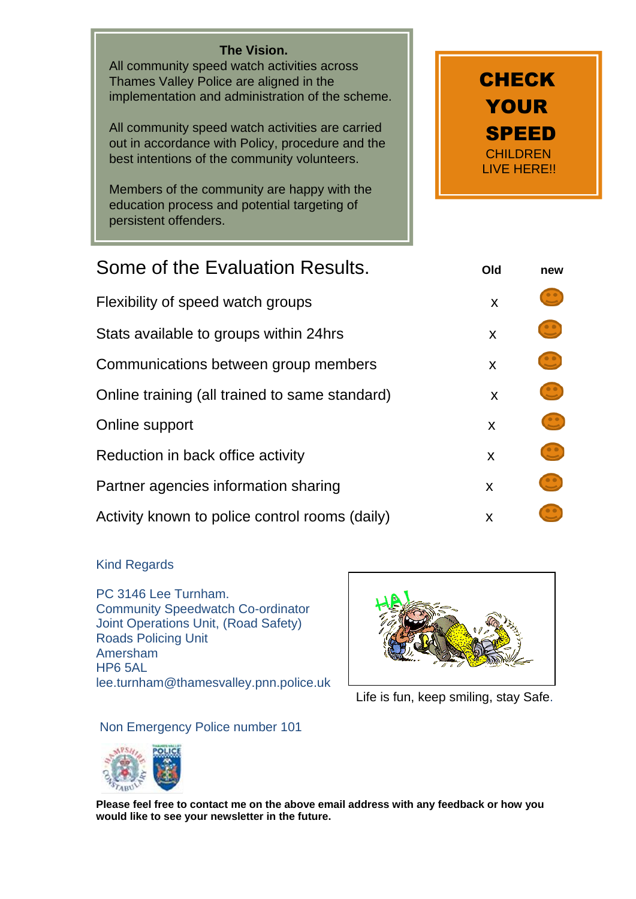**The Vision.**

All community speed watch activities across Thames Valley Police are aligned in the implementation and administration of the scheme.

All community speed watch activities are carried out in accordance with Policy, procedure and the best intentions of the community volunteers.

Members of the community are happy with the education process and potential targeting of persistent offenders.

**CHECK YOUR SPEED**

CHILDREN LIVE HERE!!

## Some of the Evaluation Results.

| | Old | new |
|---|---|---|
| Flexibility of speed watch groups | x | ☺ |
| Stats available to groups within 24hrs | x | ☺ |
| Communications between group members | x | ☺ |
| Online training (all trained to same standard) | x | ☺ |
| Online support | x | ☺ |
| Reduction in back office activity | x | ☺ |
| Partner agencies information sharing | x | ☺ |
| Activity known to police control rooms (daily) | x | ☺ |

Kind Regards

PC 3146 Lee Turnham.
Community Speedwatch Co-ordinator
Joint Operations Unit, (Road Safety)
Roads Policing Unit
Amersham
HP6 5AL
lee.turnham@thamesvalley.pnn.police.uk

Life is fun, keep smiling, stay Safe.

Non Emergency Police number 101

**Please feel free to contact me on the above email address with any feedback or how you would like to see your newsletter in the future.**